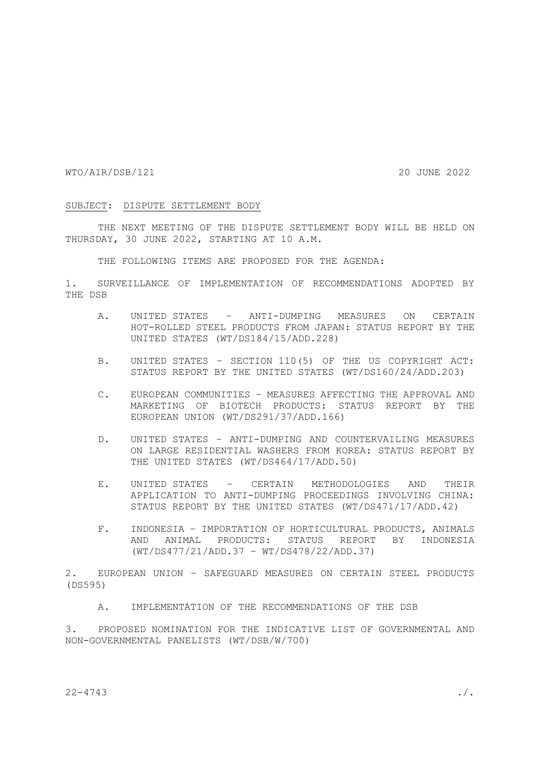WTO/AIR/DSB/121 20 JUNE 2022

SUBJECT: DISPUTE SETTLEMENT BODY

THE NEXT MEETING OF THE DISPUTE SETTLEMENT BODY WILL BE HELD ON THURSDAY, 30 JUNE 2022, STARTING AT 10 A.M.

THE FOLLOWING ITEMS ARE PROPOSED FOR THE AGENDA:

1. SURVEILLANCE OF IMPLEMENTATION OF RECOMMENDATIONS ADOPTED BY THE DSB

   A. UNITED STATES – ANTI-DUMPING MEASURES ON CERTAIN HOT-ROLLED STEEL PRODUCTS FROM JAPAN: STATUS REPORT BY THE UNITED STATES (WT/DS184/15/ADD.228)

   B. UNITED STATES – SECTION 110(5) OF THE US COPYRIGHT ACT: STATUS REPORT BY THE UNITED STATES (WT/DS160/24/ADD.203)

   C. EUROPEAN COMMUNITIES – MEASURES AFFECTING THE APPROVAL AND MARKETING OF BIOTECH PRODUCTS: STATUS REPORT BY THE EUROPEAN UNION (WT/DS291/37/ADD.166)

   D. UNITED STATES – ANTI-DUMPING AND COUNTERVAILING MEASURES ON LARGE RESIDENTIAL WASHERS FROM KOREA: STATUS REPORT BY THE UNITED STATES (WT/DS464/17/ADD.50)

   E. UNITED STATES – CERTAIN METHODOLOGIES AND THEIR APPLICATION TO ANTI-DUMPING PROCEEDINGS INVOLVING CHINA: STATUS REPORT BY THE UNITED STATES (WT/DS471/17/ADD.42)

   F. INDONESIA – IMPORTATION OF HORTICULTURAL PRODUCTS, ANIMALS AND ANIMAL PRODUCTS: STATUS REPORT BY INDONESIA (WT/DS477/21/ADD.37 – WT/DS478/22/ADD.37)

2. EUROPEAN UNION – SAFEGUARD MEASURES ON CERTAIN STEEL PRODUCTS (DS595)

   A. IMPLEMENTATION OF THE RECOMMENDATIONS OF THE DSB

3. PROPOSED NOMINATION FOR THE INDICATIVE LIST OF GOVERNMENTAL AND NON-GOVERNMENTAL PANELISTS (WT/DSB/W/700)

22-4743 ./.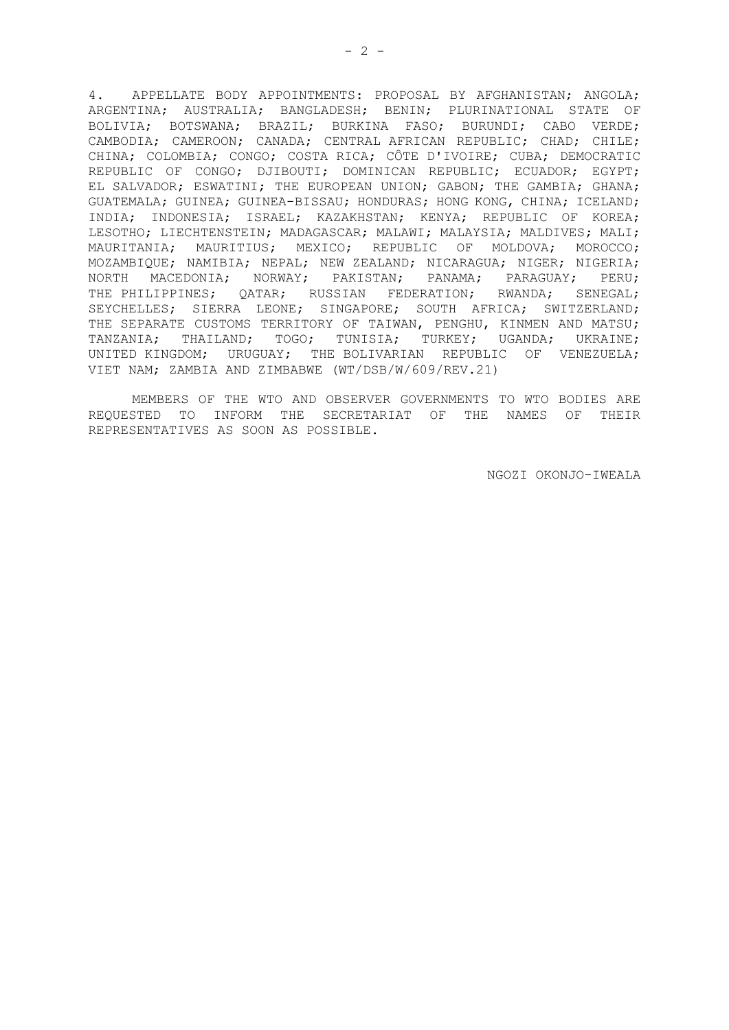4. APPELLATE BODY APPOINTMENTS: PROPOSAL BY AFGHANISTAN; ANGOLA; ARGENTINA; AUSTRALIA; BANGLADESH; BENIN; PLURINATIONAL STATE OF BOLIVIA; BOTSWANA; BRAZIL; BURKINA FASO; BURUNDI; CABO VERDE; CAMBODIA; CAMEROON; CANADA; CENTRAL AFRICAN REPUBLIC; CHAD; CHILE; CHINA; COLOMBIA; CONGO; COSTA RICA; CÔTE D'IVOIRE; CUBA; DEMOCRATIC REPUBLIC OF CONGO; DJIBOUTI; DOMINICAN REPUBLIC; ECUADOR; EGYPT; EL SALVADOR; ESWATINI; THE EUROPEAN UNION; GABON; THE GAMBIA; GHANA; GUATEMALA; GUINEA; GUINEA-BISSAU; HONDURAS; HONG KONG, CHINA; ICELAND; INDIA; INDONESIA; ISRAEL; KAZAKHSTAN; KENYA; REPUBLIC OF KOREA; LESOTHO; LIECHTENSTEIN; MADAGASCAR; MALAWI; MALAYSIA; MALDIVES; MALI; MAURITANIA; MAURITIUS; MEXICO; REPUBLIC OF MOLDOVA; MOROCCO; MOZAMBIQUE; NAMIBIA; NEPAL; NEW ZEALAND; NICARAGUA; NIGER; NIGERIA; NORTH MACEDONIA; NORWAY; PAKISTAN; PANAMA; PARAGUAY; PERU; THE PHILIPPINES; QATAR; RUSSIAN FEDERATION; RWANDA; SENEGAL; SEYCHELLES; SIERRA LEONE; SINGAPORE; SOUTH AFRICA; SWITZERLAND; THE SEPARATE CUSTOMS TERRITORY OF TAIWAN, PENGHU, KINMEN AND MATSU; TANZANIA; THAILAND; TOGO; TUNISIA; TURKEY; UGANDA; UKRAINE; UNITED KINGDOM; URUGUAY; THE BOLIVARIAN REPUBLIC OF VENEZUELA; VIET NAM; ZAMBIA AND ZIMBABWE (WT/DSB/W/609/REV.21)

MEMBERS OF THE WTO AND OBSERVER GOVERNMENTS TO WTO BODIES ARE REQUESTED TO INFORM THE SECRETARIAT OF THE NAMES OF THEIR REPRESENTATIVES AS SOON AS POSSIBLE.

NGOZI OKONJO-IWEALA